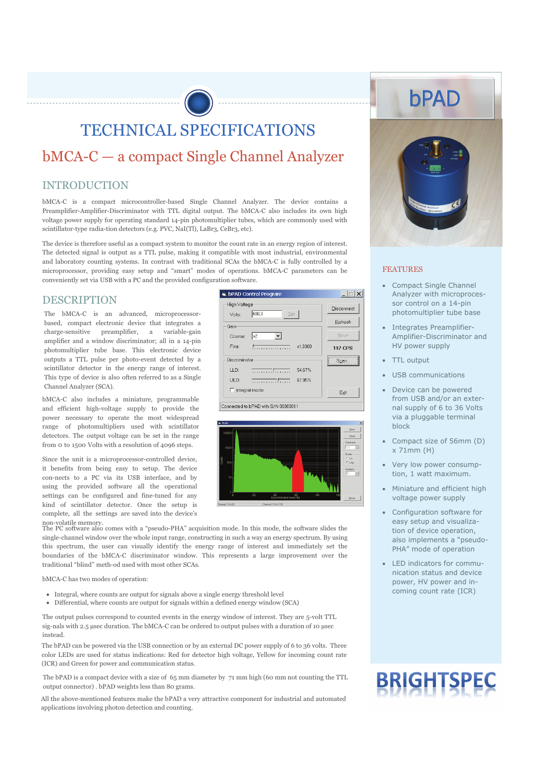# TECHNICAL SPECIFICATIONS

## bMCA-C — a compact Single Channel Analyzer

### INTRODUCTION

bMCA-C is a compact microcontroller-based Single Channel Analyzer. The device contains a Preamplifier-Amplifier-Discriminator with TTL digital output. The bMCA-C also includes its own high voltage power supply for operating standard 14-pin photomultiplier tubes, which are commonly used with scintillator-type radia-tion detectors (e.g. PVC, NaI(Tl), LaBr3, CeBr3, etc).

The device is therefore useful as a compact system to monitor the count rate in an energy region of interest. The detected signal is output as a TTL pulse, making it compatible with most industrial, environmental and laboratory counting systems. In contrast with traditional SCAs the bMCA-C is fully controlled by a microprocessor, providing easy setup and "smart" modes of operations. bMCA-C parameters can be conveniently set via USB with a PC and the provided configuration software.

### DESCRIPTION

The bMCA-C is an advanced, microprocessor-based, compact electronic device that integrates a charge-sensitive preamplifier, a variable-gain amplifier and a window discriminator; all in a 14-pin photomultiplier tube base. This electronic device outputs a TTL pulse per photo-event detected by a scintillator detector in the energy range of interest. This type of device is also often referred to as a Single Channel Analyzer (SCA).

bMCA-C also includes a miniature, programmable and efficient high-voltage supply to provide the power necessary to operate the most widespread range of photomultipliers used with scintillator detectors. The output voltage can be set in the range from 0 to 1500 Volts with a resolution of 4096 steps.

Since the unit is a microprocessor-controlled device, it benefits from being easy to setup. The device con-nects to a PC via its USB interface, and by using the provided software all the operational settings can be configured and fine-tuned for any kind of scintillator detector. Once the setup is complete, all the settings are saved into the device's non-volatile memory.

The PC software also comes with a "pseudo-PHA" acquisition mode. In this mode, the software slides the single-channel window over the whole input range, constructing in such a way an energy spectrum. By using this spectrum, the user can visually identify the energy range of interest and immediately set the boundaries of the bMCA-C discriminator window. This represents a large improvement over the traditional "blind" meth-od used with most other SCAs.

bMCA-C has two modes of operation:

- Integral, where counts are output for signals above a single energy threshold level
- Differential, where counts are output for signals within a defined energy window (SCA)

The output pulses correspond to counted events in the energy window of interest. They are 5-volt TTL sig-nals with 2.5 µsec duration. The bMCA-C can be ordered to output pulses with a duration of 10 µsec instead.

The bPAD can be powered via the USB connection or by an external DC power supply of 6 to 36 volts. Three color LEDs are used for status indications: Red for detector high voltage, Yellow for incoming count rate (ICR) and Green for power and communication status.

The bPAD is a compact device with a size of 65 mm diameter by 71 mm high (60 mm not counting the TTL output connector) . bPAD weights less than 80 grams.

All the above-mentioned features make the bPAD a very attractive component for industrial and automated applications involving photon detection and counting.

### FEATURES

- Compact Single Channel Analyzer with microprocessor control on a 14-pin photomultiplier tube base
- Integrates Preamplifier-Amplifier-Discriminator and HV power supply
- TTL output
- USB communications
- Device can be powered from USB and/or an external supply of 6 to 36 Volts via a pluggable terminal block
- Compact size of 56mm (D) x 71mm (H)
- Very low power consumption, 1 watt maximum.
- Miniature and efficient high voltage power supply
- Configuration software for easy setup and visualization of device operation, also implements a "pseudo-PHA" mode of operation
- LED indicators for communication status and device power, HV power and incoming count rate (ICR)

BRIGHTSPEC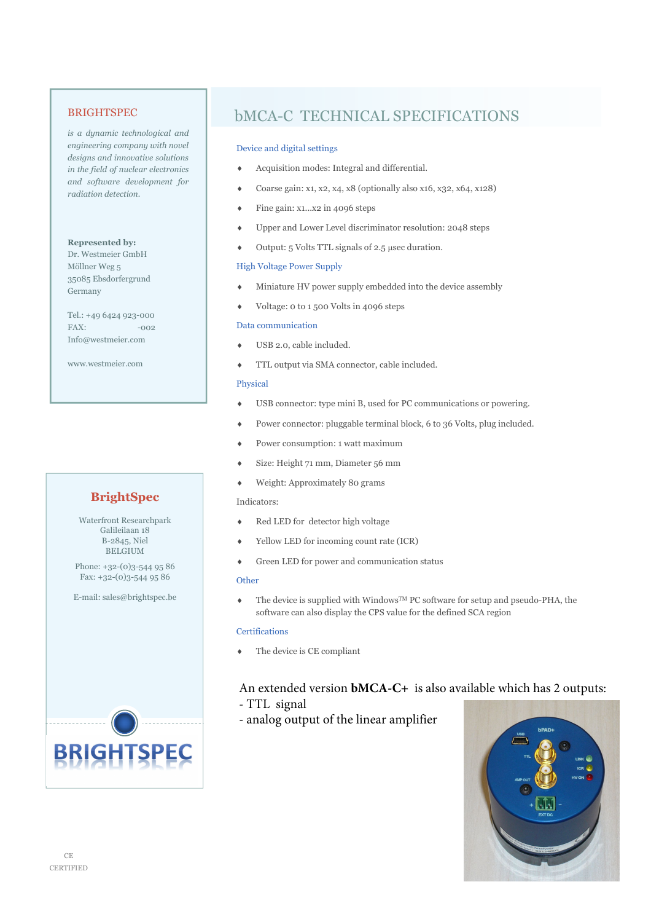BRIGHTSPEC

*is a dynamic technological and engineering company with novel designs and innovative solutions in the field of nuclear electronics and software development for radiation detection.*

**Represented by:**
Dr. Westmeier GmbH
Möllner Weg 5
35085 Ebsdorfergrund
Germany

Tel.: +49 6424 923-000
FAX: -002
Info@westmeier.com

www.westmeier.com

# bMCA-C TECHNICAL SPECIFICATIONS

### Device and digital settings

- Acquisition modes: Integral and differential.
- Coarse gain: x1, x2, x4, x8 (optionally also x16, x32, x64, x128)
- Fine gain: x1...x2 in 4096 steps
- Upper and Lower Level discriminator resolution: 2048 steps
- Output: 5 Volts TTL signals of 2.5 µsec duration.

### High Voltage Power Supply

- Miniature HV power supply embedded into the device assembly
- Voltage: 0 to 1 500 Volts in 4096 steps

### Data communication

- USB 2.0, cable included.
- TTL output via SMA connector, cable included.

### Physical

- USB connector: type mini B, used for PC communications or powering.
- Power connector: pluggable terminal block, 6 to 36 Volts, plug included.
- Power consumption: 1 watt maximum
- Size: Height 71 mm, Diameter 56 mm
- Weight: Approximately 80 grams

Indicators:

- Red LED for detector high voltage
- Yellow LED for incoming count rate (ICR)
- Green LED for power and communication status

### Other

- The device is supplied with Windows™ PC software for setup and pseudo-PHA, the software can also display the CPS value for the defined SCA region

### Certifications

- The device is CE compliant

An extended version **bMCA-C+** is also available which has 2 outputs:
- TTL signal
- analog output of the linear amplifier

**BrightSpec**

Waterfront Researchpark
Galileilaan 18
B-2845, Niel
BELGIUM

Phone: +32-(0)3-544 95 86
Fax: +32-(0)3-544 95 86

E-mail: sales@brightspec.be

BRIGHTSPEC

CE
CERTIFIED